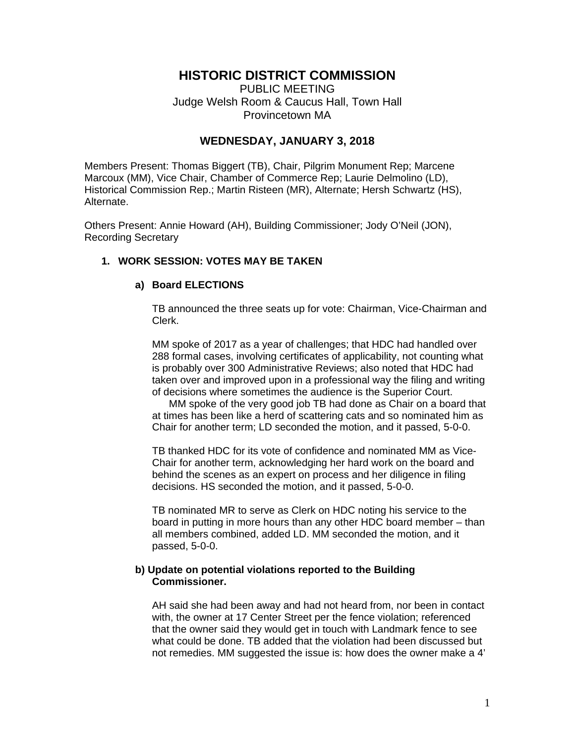# HISTORIC DISTRICT COMMISSION

PUBLIC MEETING
Judge Welsh Room & Caucus Hall, Town Hall
Provincetown MA

## WEDNESDAY, JANUARY 3, 2018

Members Present: Thomas Biggert (TB), Chair, Pilgrim Monument Rep; Marcene Marcoux (MM), Vice Chair, Chamber of Commerce Rep; Laurie Delmolino (LD), Historical Commission Rep.; Martin Risteen (MR), Alternate; Hersh Schwartz (HS), Alternate.

Others Present: Annie Howard (AH), Building Commissioner; Jody O'Neil (JON), Recording Secretary

### 1. WORK SESSION: VOTES MAY BE TAKEN

#### a) Board ELECTIONS

TB announced the three seats up for vote: Chairman, Vice-Chairman and Clerk.

MM spoke of 2017 as a year of challenges; that HDC had handled over 288 formal cases, involving certificates of applicability, not counting what is probably over 300 Administrative Reviews; also noted that HDC had taken over and improved upon in a professional way the filing and writing of decisions where sometimes the audience is the Superior Court.

MM spoke of the very good job TB had done as Chair on a board that at times has been like a herd of scattering cats and so nominated him as Chair for another term; LD seconded the motion, and it passed, 5-0-0.

TB thanked HDC for its vote of confidence and nominated MM as Vice-Chair for another term, acknowledging her hard work on the board and behind the scenes as an expert on process and her diligence in filing decisions. HS seconded the motion, and it passed, 5-0-0.

TB nominated MR to serve as Clerk on HDC noting his service to the board in putting in more hours than any other HDC board member – than all members combined, added LD. MM seconded the motion, and it passed, 5-0-0.

#### b) Update on potential violations reported to the Building Commissioner.

AH said she had been away and had not heard from, nor been in contact with, the owner at 17 Center Street per the fence violation; referenced that the owner said they would get in touch with Landmark fence to see what could be done. TB added that the violation had been discussed but not remedies. MM suggested the issue is: how does the owner make a 4'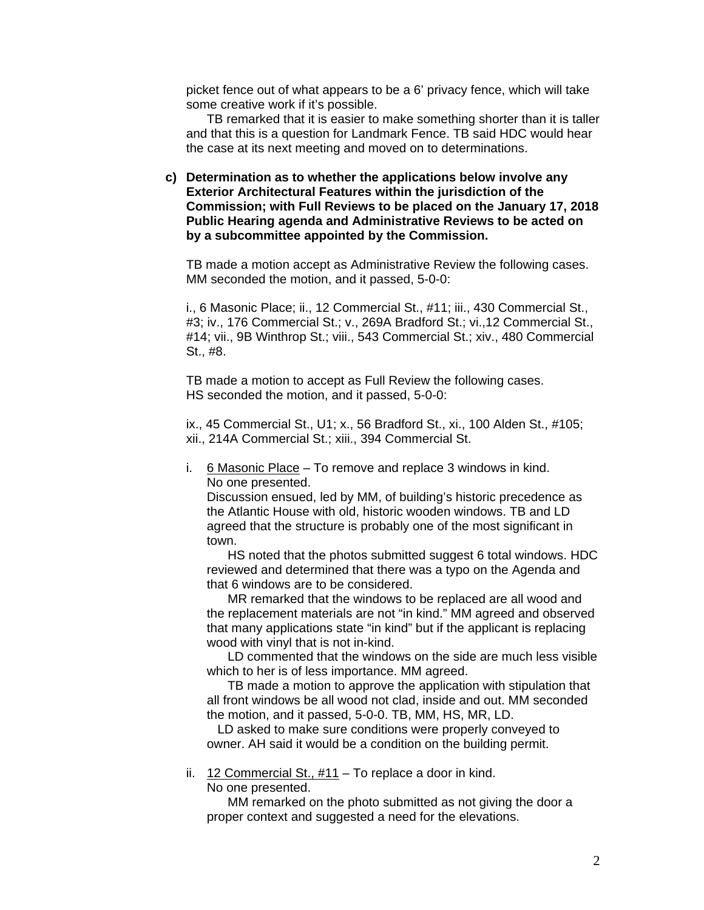picket fence out of what appears to be a 6' privacy fence, which will take some creative work if it's possible.

TB remarked that it is easier to make something shorter than it is taller and that this is a question for Landmark Fence. TB said HDC would hear the case at its next meeting and moved on to determinations.

**c) Determination as to whether the applications below involve any Exterior Architectural Features within the jurisdiction of the Commission; with Full Reviews to be placed on the January 17, 2018 Public Hearing agenda and Administrative Reviews to be acted on by a subcommittee appointed by the Commission.**

TB made a motion accept as Administrative Review the following cases. MM seconded the motion, and it passed, 5-0-0:

i., 6 Masonic Place; ii., 12 Commercial St., #11; iii., 430 Commercial St., #3; iv., 176 Commercial St.; v., 269A Bradford St.; vi.,12 Commercial St., #14; vii., 9B Winthrop St.; viii., 543 Commercial St.; xiv., 480 Commercial St., #8.

TB made a motion to accept as Full Review the following cases. HS seconded the motion, and it passed, 5-0-0:

ix., 45 Commercial St., U1; x., 56 Bradford St., xi., 100 Alden St., #105; xii., 214A Commercial St.; xiii., 394 Commercial St.

i. 6 Masonic Place – To remove and replace 3 windows in kind.
No one presented.
Discussion ensued, led by MM, of building's historic precedence as the Atlantic House with old, historic wooden windows. TB and LD agreed that the structure is probably one of the most significant in town.

HS noted that the photos submitted suggest 6 total windows. HDC reviewed and determined that there was a typo on the Agenda and that 6 windows are to be considered.

MR remarked that the windows to be replaced are all wood and the replacement materials are not "in kind." MM agreed and observed that many applications state "in kind" but if the applicant is replacing wood with vinyl that is not in-kind.

LD commented that the windows on the side are much less visible which to her is of less importance. MM agreed.

TB made a motion to approve the application with stipulation that all front windows be all wood not clad, inside and out. MM seconded the motion, and it passed, 5-0-0. TB, MM, HS, MR, LD.

LD asked to make sure conditions were properly conveyed to owner. AH said it would be a condition on the building permit.

ii. 12 Commercial St., #11 – To replace a door in kind.
No one presented.

MM remarked on the photo submitted as not giving the door a proper context and suggested a need for the elevations.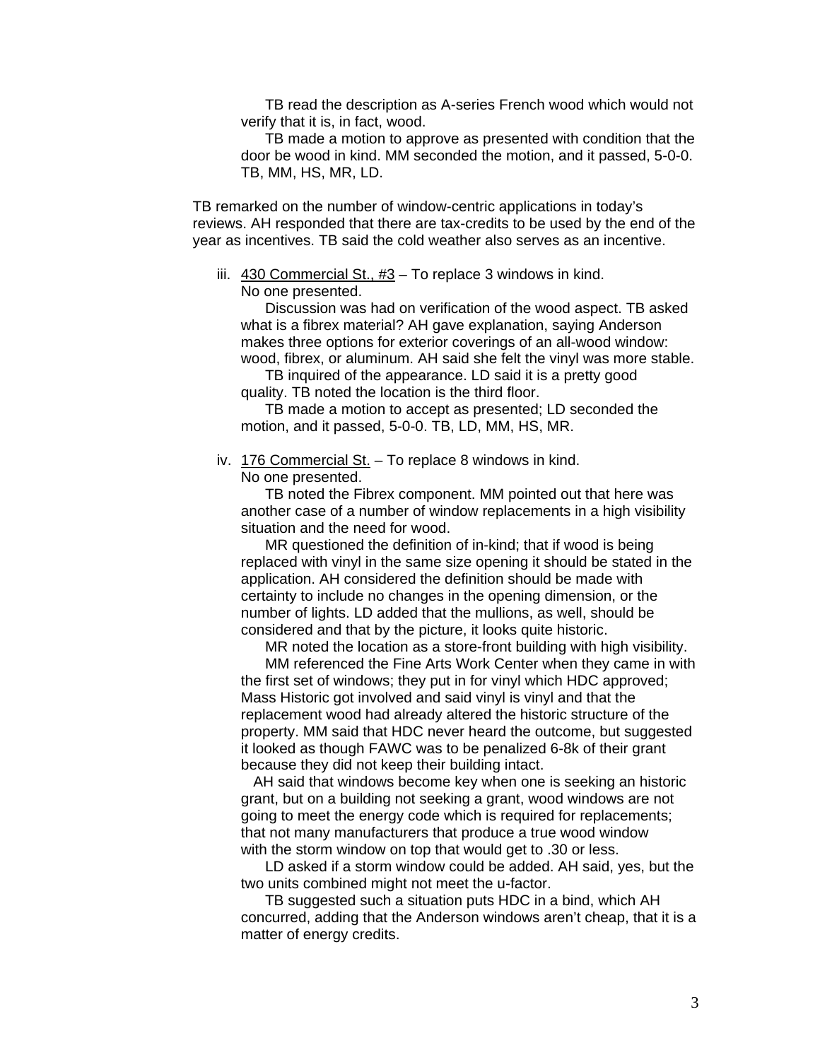TB read the description as A-series French wood which would not verify that it is, in fact, wood.

TB made a motion to approve as presented with condition that the door be wood in kind. MM seconded the motion, and it passed, 5-0-0. TB, MM, HS, MR, LD.

TB remarked on the number of window-centric applications in today's reviews. AH responded that there are tax-credits to be used by the end of the year as incentives. TB said the cold weather also serves as an incentive.

iii. 430 Commercial St., #3 – To replace 3 windows in kind.
No one presented.

Discussion was had on verification of the wood aspect. TB asked what is a fibrex material? AH gave explanation, saying Anderson makes three options for exterior coverings of an all-wood window: wood, fibrex, or aluminum. AH said she felt the vinyl was more stable.

TB inquired of the appearance. LD said it is a pretty good quality. TB noted the location is the third floor.

TB made a motion to accept as presented; LD seconded the motion, and it passed, 5-0-0. TB, LD, MM, HS, MR.

iv. 176 Commercial St. – To replace 8 windows in kind.
No one presented.

TB noted the Fibrex component. MM pointed out that here was another case of a number of window replacements in a high visibility situation and the need for wood.

MR questioned the definition of in-kind; that if wood is being replaced with vinyl in the same size opening it should be stated in the application. AH considered the definition should be made with certainty to include no changes in the opening dimension, or the number of lights. LD added that the mullions, as well, should be considered and that by the picture, it looks quite historic.

MR noted the location as a store-front building with high visibility.

MM referenced the Fine Arts Work Center when they came in with the first set of windows; they put in for vinyl which HDC approved; Mass Historic got involved and said vinyl is vinyl and that the replacement wood had already altered the historic structure of the property. MM said that HDC never heard the outcome, but suggested it looked as though FAWC was to be penalized 6-8k of their grant because they did not keep their building intact.

AH said that windows become key when one is seeking an historic grant, but on a building not seeking a grant, wood windows are not going to meet the energy code which is required for replacements; that not many manufacturers that produce a true wood window with the storm window on top that would get to .30 or less.

LD asked if a storm window could be added. AH said, yes, but the two units combined might not meet the u-factor.

TB suggested such a situation puts HDC in a bind, which AH concurred, adding that the Anderson windows aren't cheap, that it is a matter of energy credits.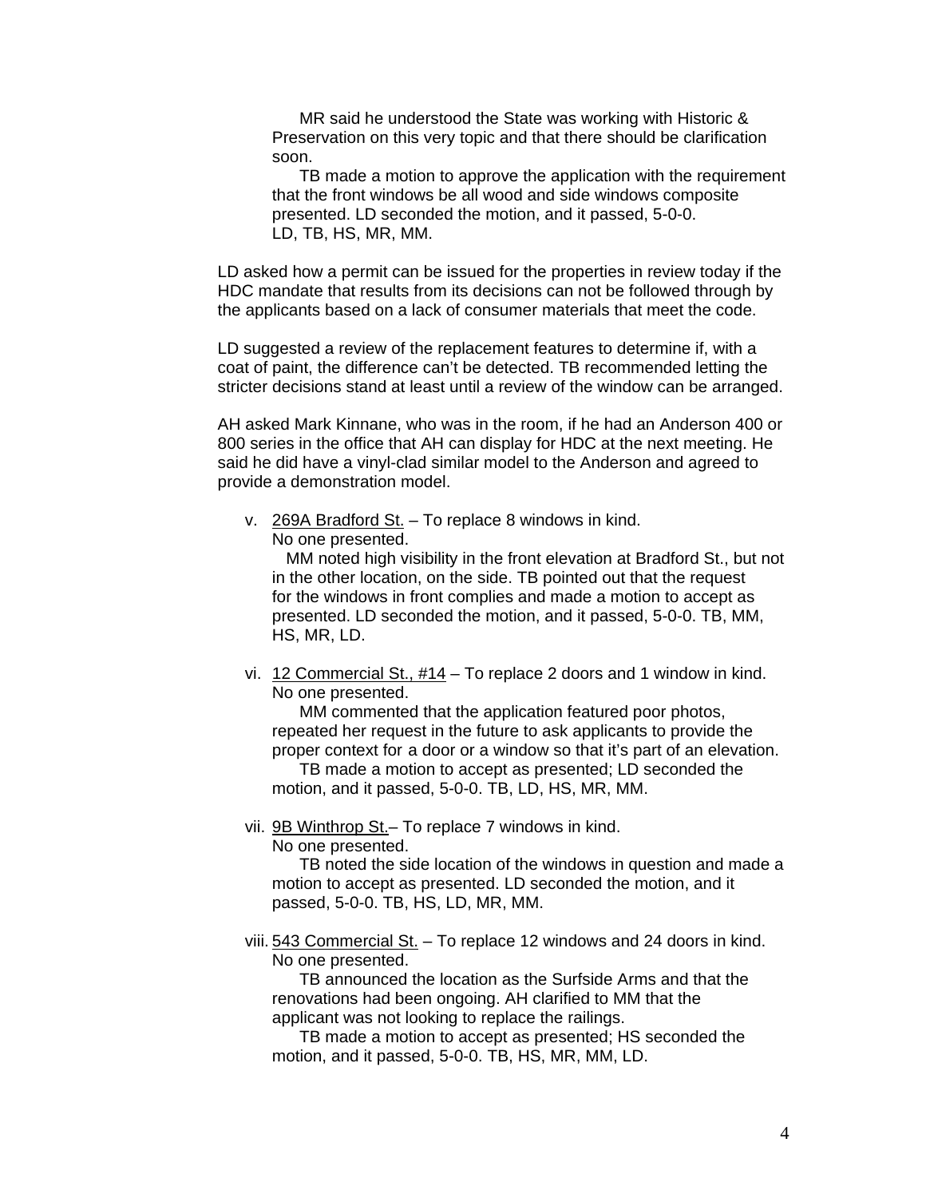MR said he understood the State was working with Historic & Preservation on this very topic and that there should be clarification soon.

TB made a motion to approve the application with the requirement that the front windows be all wood and side windows composite presented. LD seconded the motion, and it passed, 5-0-0. LD, TB, HS, MR, MM.

LD asked how a permit can be issued for the properties in review today if the HDC mandate that results from its decisions can not be followed through by the applicants based on a lack of consumer materials that meet the code.

LD suggested a review of the replacement features to determine if, with a coat of paint, the difference can't be detected. TB recommended letting the stricter decisions stand at least until a review of the window can be arranged.

AH asked Mark Kinnane, who was in the room, if he had an Anderson 400 or 800 series in the office that AH can display for HDC at the next meeting. He said he did have a vinyl-clad similar model to the Anderson and agreed to provide a demonstration model.

v. 269A Bradford St. – To replace 8 windows in kind.
No one presented.
MM noted high visibility in the front elevation at Bradford St., but not in the other location, on the side. TB pointed out that the request for the windows in front complies and made a motion to accept as presented. LD seconded the motion, and it passed, 5-0-0. TB, MM, HS, MR, LD.

vi. 12 Commercial St., #14 – To replace 2 doors and 1 window in kind.
No one presented.
MM commented that the application featured poor photos, repeated her request in the future to ask applicants to provide the proper context for a door or a window so that it's part of an elevation.
TB made a motion to accept as presented; LD seconded the motion, and it passed, 5-0-0. TB, LD, HS, MR, MM.

vii. 9B Winthrop St.– To replace 7 windows in kind.
No one presented.
TB noted the side location of the windows in question and made a motion to accept as presented. LD seconded the motion, and it passed, 5-0-0. TB, HS, LD, MR, MM.

viii. 543 Commercial St. – To replace 12 windows and 24 doors in kind.
No one presented.
TB announced the location as the Surfside Arms and that the renovations had been ongoing. AH clarified to MM that the applicant was not looking to replace the railings.
TB made a motion to accept as presented; HS seconded the motion, and it passed, 5-0-0. TB, HS, MR, MM, LD.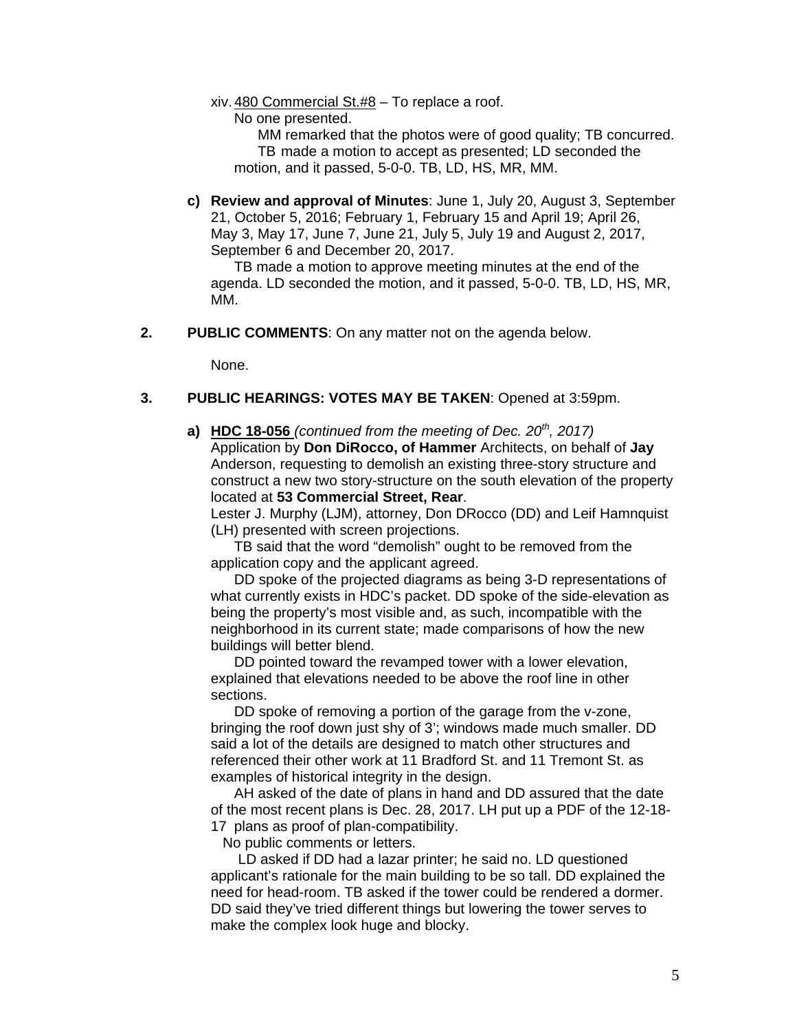xiv. 480 Commercial St.#8 – To replace a roof.

No one presented.

MM remarked that the photos were of good quality; TB concurred. TB made a motion to accept as presented; LD seconded the motion, and it passed, 5-0-0. TB, LD, HS, MR, MM.

**c) Review and approval of Minutes**: June 1, July 20, August 3, September 21, October 5, 2016; February 1, February 15 and April 19; April 26, May 3, May 17, June 7, June 21, July 5, July 19 and August 2, 2017, September 6 and December 20, 2017.

TB made a motion to approve meeting minutes at the end of the agenda. LD seconded the motion, and it passed, 5-0-0. TB, LD, HS, MR, MM.

**2. PUBLIC COMMENTS**: On any matter not on the agenda below.

None.

**3. PUBLIC HEARINGS: VOTES MAY BE TAKEN**: Opened at 3:59pm.

**a) HDC 18-056** *(continued from the meeting of Dec. 20th, 2017)*
Application by **Don DiRocco, of Hammer** Architects, on behalf of **Jay** Anderson, requesting to demolish an existing three-story structure and construct a new two story-structure on the south elevation of the property located at **53 Commercial Street, Rear**.
Lester J. Murphy (LJM), attorney, Don DRocco (DD) and Leif Hamnquist (LH) presented with screen projections.

TB said that the word "demolish" ought to be removed from the application copy and the applicant agreed.

DD spoke of the projected diagrams as being 3-D representations of what currently exists in HDC's packet. DD spoke of the side-elevation as being the property's most visible and, as such, incompatible with the neighborhood in its current state; made comparisons of how the new buildings will better blend.

DD pointed toward the revamped tower with a lower elevation, explained that elevations needed to be above the roof line in other sections.

DD spoke of removing a portion of the garage from the v-zone, bringing the roof down just shy of 3'; windows made much smaller. DD said a lot of the details are designed to match other structures and referenced their other work at 11 Bradford St. and 11 Tremont St. as examples of historical integrity in the design.

AH asked of the date of plans in hand and DD assured that the date of the most recent plans is Dec. 28, 2017. LH put up a PDF of the 12-18-17 plans as proof of plan-compatibility.

No public comments or letters.

LD asked if DD had a lazar printer; he said no. LD questioned applicant's rationale for the main building to be so tall. DD explained the need for head-room. TB asked if the tower could be rendered a dormer. DD said they've tried different things but lowering the tower serves to make the complex look huge and blocky.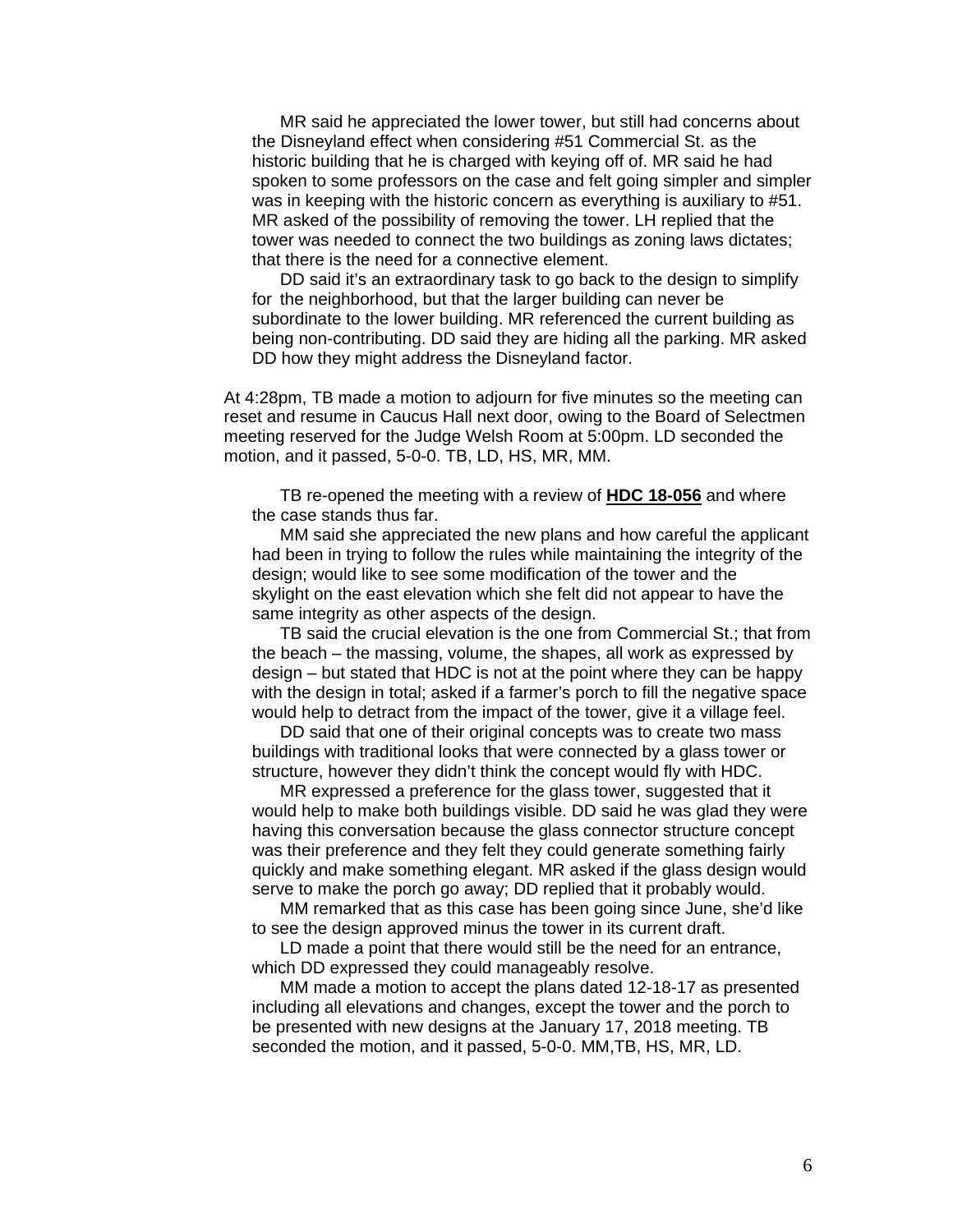MR said he appreciated the lower tower, but still had concerns about the Disneyland effect when considering #51 Commercial St. as the historic building that he is charged with keying off of. MR said he had spoken to some professors on the case and felt going simpler and simpler was in keeping with the historic concern as everything is auxiliary to #51. MR asked of the possibility of removing the tower. LH replied that the tower was needed to connect the two buildings as zoning laws dictates; that there is the need for a connective element.

DD said it's an extraordinary task to go back to the design to simplify for the neighborhood, but that the larger building can never be subordinate to the lower building. MR referenced the current building as being non-contributing. DD said they are hiding all the parking. MR asked DD how they might address the Disneyland factor.

At 4:28pm, TB made a motion to adjourn for five minutes so the meeting can reset and resume in Caucus Hall next door, owing to the Board of Selectmen meeting reserved for the Judge Welsh Room at 5:00pm. LD seconded the motion, and it passed, 5-0-0. TB, LD, HS, MR, MM.

TB re-opened the meeting with a review of **HDC 18-056** and where the case stands thus far.

MM said she appreciated the new plans and how careful the applicant had been in trying to follow the rules while maintaining the integrity of the design; would like to see some modification of the tower and the skylight on the east elevation which she felt did not appear to have the same integrity as other aspects of the design.

TB said the crucial elevation is the one from Commercial St.; that from the beach – the massing, volume, the shapes, all work as expressed by design – but stated that HDC is not at the point where they can be happy with the design in total; asked if a farmer's porch to fill the negative space would help to detract from the impact of the tower, give it a village feel.

DD said that one of their original concepts was to create two mass buildings with traditional looks that were connected by a glass tower or structure, however they didn't think the concept would fly with HDC.

MR expressed a preference for the glass tower, suggested that it would help to make both buildings visible. DD said he was glad they were having this conversation because the glass connector structure concept was their preference and they felt they could generate something fairly quickly and make something elegant. MR asked if the glass design would serve to make the porch go away; DD replied that it probably would.

MM remarked that as this case has been going since June, she'd like to see the design approved minus the tower in its current draft.

LD made a point that there would still be the need for an entrance, which DD expressed they could manageably resolve.

MM made a motion to accept the plans dated 12-18-17 as presented including all elevations and changes, except the tower and the porch to be presented with new designs at the January 17, 2018 meeting. TB seconded the motion, and it passed, 5-0-0. MM,TB, HS, MR, LD.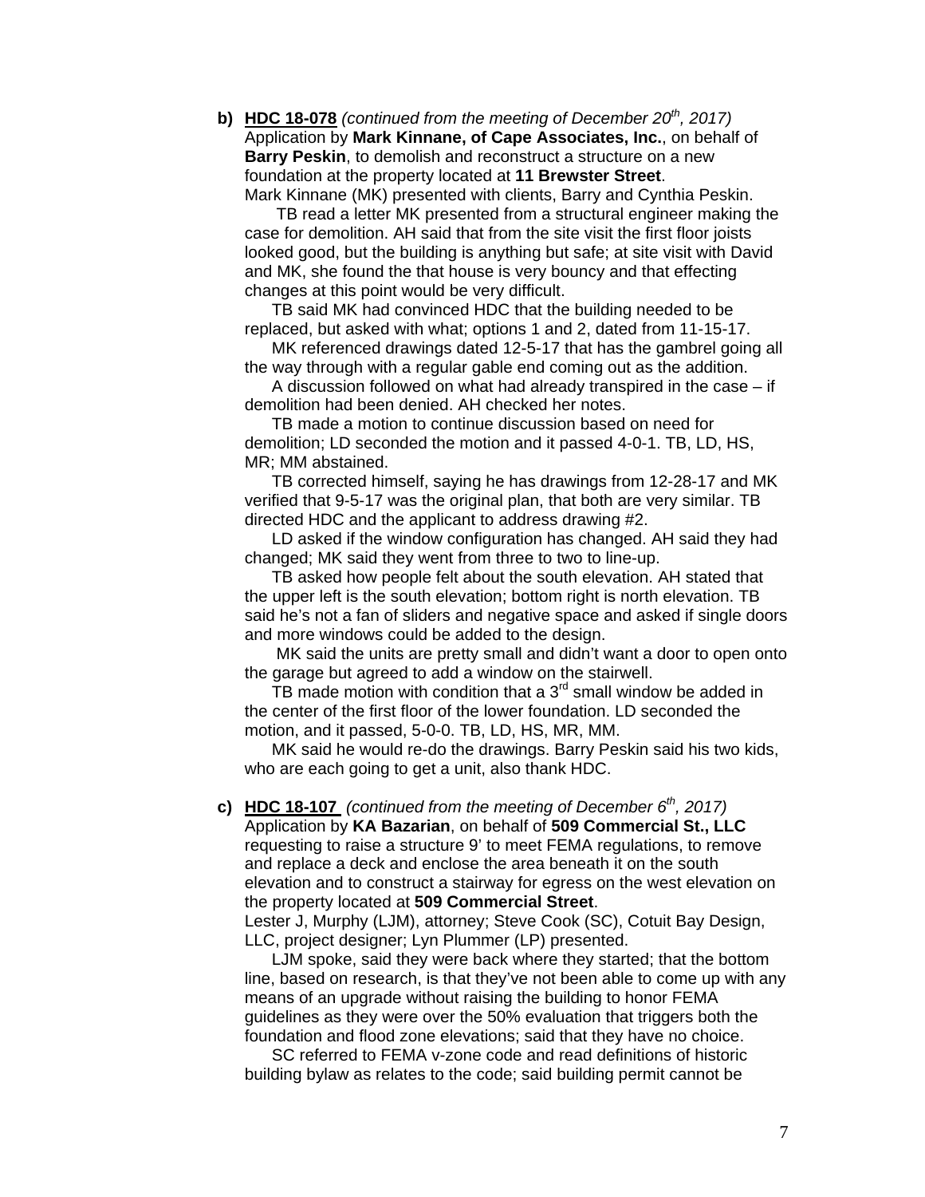**b) HDC 18-078** *(continued from the meeting of December 20th, 2017)* Application by **Mark Kinnane, of Cape Associates, Inc.**, on behalf of **Barry Peskin**, to demolish and reconstruct a structure on a new foundation at the property located at **11 Brewster Street**.

Mark Kinnane (MK) presented with clients, Barry and Cynthia Peskin.

TB read a letter MK presented from a structural engineer making the case for demolition. AH said that from the site visit the first floor joists looked good, but the building is anything but safe; at site visit with David and MK, she found the that house is very bouncy and that effecting changes at this point would be very difficult.

TB said MK had convinced HDC that the building needed to be replaced, but asked with what; options 1 and 2, dated from 11-15-17.

MK referenced drawings dated 12-5-17 that has the gambrel going all the way through with a regular gable end coming out as the addition.

A discussion followed on what had already transpired in the case – if demolition had been denied. AH checked her notes.

TB made a motion to continue discussion based on need for demolition; LD seconded the motion and it passed 4-0-1. TB, LD, HS, MR; MM abstained.

TB corrected himself, saying he has drawings from 12-28-17 and MK verified that 9-5-17 was the original plan, that both are very similar. TB directed HDC and the applicant to address drawing #2.

LD asked if the window configuration has changed. AH said they had changed; MK said they went from three to two to line-up.

TB asked how people felt about the south elevation. AH stated that the upper left is the south elevation; bottom right is north elevation. TB said he's not a fan of sliders and negative space and asked if single doors and more windows could be added to the design.

MK said the units are pretty small and didn't want a door to open onto the garage but agreed to add a window on the stairwell.

TB made motion with condition that a 3rd small window be added in the center of the first floor of the lower foundation. LD seconded the motion, and it passed, 5-0-0. TB, LD, HS, MR, MM.

MK said he would re-do the drawings. Barry Peskin said his two kids, who are each going to get a unit, also thank HDC.

**c) HDC 18-107** *(continued from the meeting of December 6th, 2017)* Application by **KA Bazarian**, on behalf of **509 Commercial St., LLC** requesting to raise a structure 9' to meet FEMA regulations, to remove and replace a deck and enclose the area beneath it on the south elevation and to construct a stairway for egress on the west elevation on the property located at **509 Commercial Street**.

Lester J, Murphy (LJM), attorney; Steve Cook (SC), Cotuit Bay Design, LLC, project designer; Lyn Plummer (LP) presented.

LJM spoke, said they were back where they started; that the bottom line, based on research, is that they've not been able to come up with any means of an upgrade without raising the building to honor FEMA guidelines as they were over the 50% evaluation that triggers both the foundation and flood zone elevations; said that they have no choice.

SC referred to FEMA v-zone code and read definitions of historic building bylaw as relates to the code; said building permit cannot be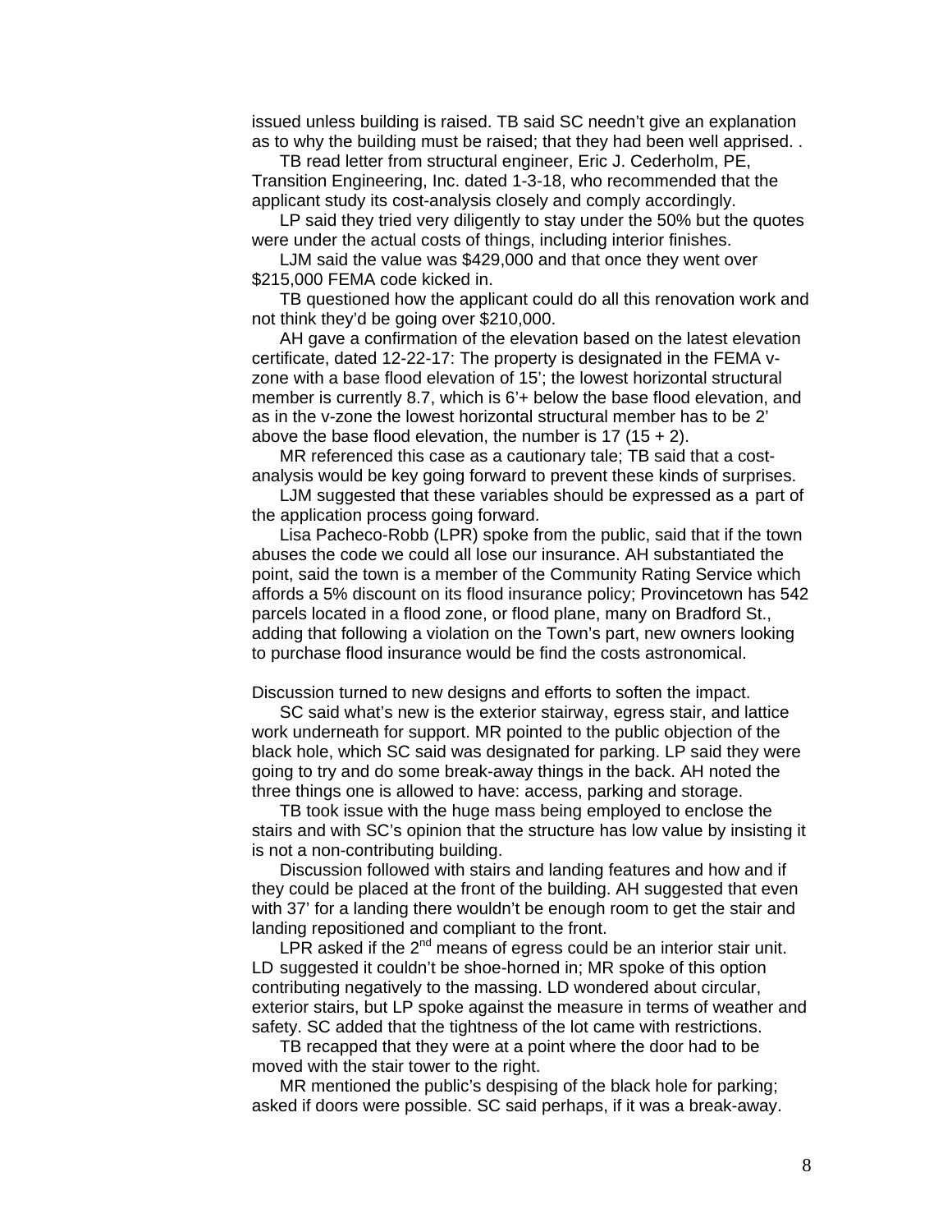issued unless building is raised. TB said SC needn't give an explanation as to why the building must be raised; that they had been well apprised. .

TB read letter from structural engineer, Eric J. Cederholm, PE, Transition Engineering, Inc. dated 1-3-18, who recommended that the applicant study its cost-analysis closely and comply accordingly.

LP said they tried very diligently to stay under the 50% but the quotes were under the actual costs of things, including interior finishes.

LJM said the value was $429,000 and that once they went over $215,000 FEMA code kicked in.

TB questioned how the applicant could do all this renovation work and not think they'd be going over $210,000.

AH gave a confirmation of the elevation based on the latest elevation certificate, dated 12-22-17: The property is designated in the FEMA v-zone with a base flood elevation of 15'; the lowest horizontal structural member is currently 8.7, which is 6'+ below the base flood elevation, and as in the v-zone the lowest horizontal structural member has to be 2' above the base flood elevation, the number is 17 (15 + 2).

MR referenced this case as a cautionary tale; TB said that a cost-analysis would be key going forward to prevent these kinds of surprises.

LJM suggested that these variables should be expressed as a part of the application process going forward.

Lisa Pacheco-Robb (LPR) spoke from the public, said that if the town abuses the code we could all lose our insurance. AH substantiated the point, said the town is a member of the Community Rating Service which affords a 5% discount on its flood insurance policy; Provincetown has 542 parcels located in a flood zone, or flood plane, many on Bradford St., adding that following a violation on the Town's part, new owners looking to purchase flood insurance would be find the costs astronomical.

Discussion turned to new designs and efforts to soften the impact.

SC said what's new is the exterior stairway, egress stair, and lattice work underneath for support. MR pointed to the public objection of the black hole, which SC said was designated for parking. LP said they were going to try and do some break-away things in the back. AH noted the three things one is allowed to have: access, parking and storage.

TB took issue with the huge mass being employed to enclose the stairs and with SC's opinion that the structure has low value by insisting it is not a non-contributing building.

Discussion followed with stairs and landing features and how and if they could be placed at the front of the building. AH suggested that even with 37' for a landing there wouldn't be enough room to get the stair and landing repositioned and compliant to the front.

LPR asked if the 2nd means of egress could be an interior stair unit. LD suggested it couldn't be shoe-horned in; MR spoke of this option contributing negatively to the massing. LD wondered about circular, exterior stairs, but LP spoke against the measure in terms of weather and safety. SC added that the tightness of the lot came with restrictions.

TB recapped that they were at a point where the door had to be moved with the stair tower to the right.

MR mentioned the public's despising of the black hole for parking; asked if doors were possible. SC said perhaps, if it was a break-away.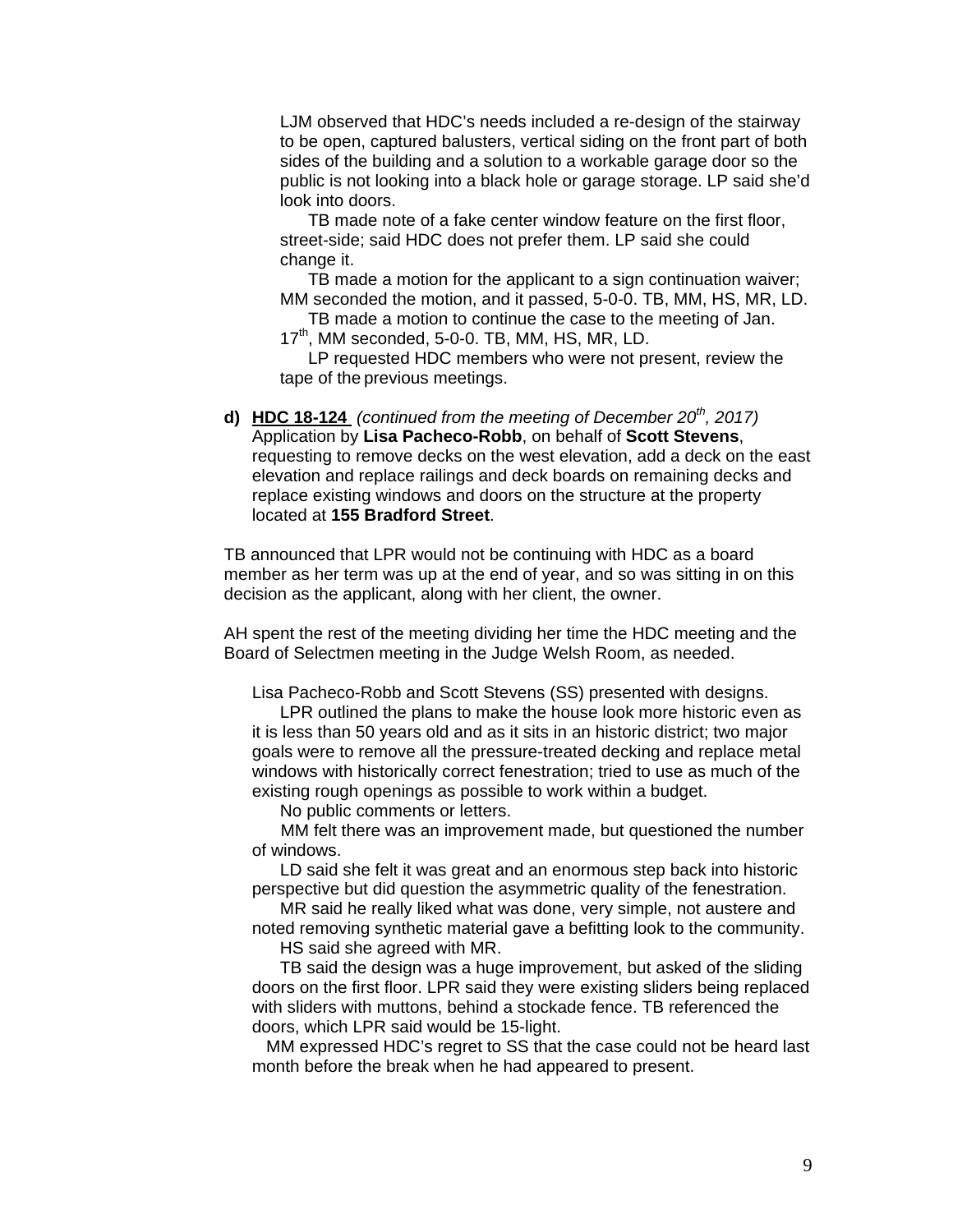LJM observed that HDC's needs included a re-design of the stairway to be open, captured balusters, vertical siding on the front part of both sides of the building and a solution to a workable garage door so the public is not looking into a black hole or garage storage. LP said she'd look into doors.

TB made note of a fake center window feature on the first floor, street-side; said HDC does not prefer them. LP said she could change it.

TB made a motion for the applicant to a sign continuation waiver; MM seconded the motion, and it passed, 5-0-0. TB, MM, HS, MR, LD.

TB made a motion to continue the case to the meeting of Jan. 17th, MM seconded, 5-0-0. TB, MM, HS, MR, LD.

LP requested HDC members who were not present, review the tape of the previous meetings.

**d) <u>HDC 18-124</u>** *(continued from the meeting of December 20th, 2017)* Application by **Lisa Pacheco-Robb**, on behalf of **Scott Stevens**, requesting to remove decks on the west elevation, add a deck on the east elevation and replace railings and deck boards on remaining decks and replace existing windows and doors on the structure at the property located at **155 Bradford Street**.

TB announced that LPR would not be continuing with HDC as a board member as her term was up at the end of year, and so was sitting in on this decision as the applicant, along with her client, the owner.

AH spent the rest of the meeting dividing her time the HDC meeting and the Board of Selectmen meeting in the Judge Welsh Room, as needed.

Lisa Pacheco-Robb and Scott Stevens (SS) presented with designs.

LPR outlined the plans to make the house look more historic even as it is less than 50 years old and as it sits in an historic district; two major goals were to remove all the pressure-treated decking and replace metal windows with historically correct fenestration; tried to use as much of the existing rough openings as possible to work within a budget.

No public comments or letters.

MM felt there was an improvement made, but questioned the number of windows.

LD said she felt it was great and an enormous step back into historic perspective but did question the asymmetric quality of the fenestration.

MR said he really liked what was done, very simple, not austere and noted removing synthetic material gave a befitting look to the community.

HS said she agreed with MR.

TB said the design was a huge improvement, but asked of the sliding doors on the first floor. LPR said they were existing sliders being replaced with sliders with muttons, behind a stockade fence. TB referenced the doors, which LPR said would be 15-light.

MM expressed HDC's regret to SS that the case could not be heard last month before the break when he had appeared to present.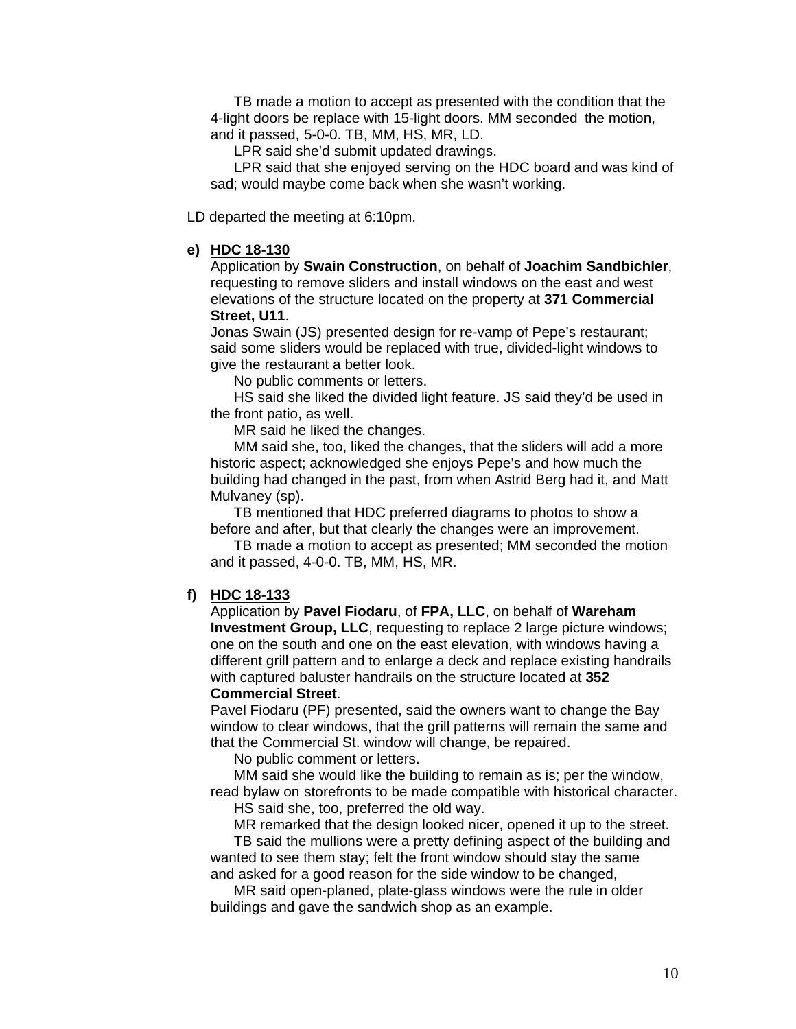TB made a motion to accept as presented with the condition that the 4-light doors be replace with 15-light doors. MM seconded the motion, and it passed, 5-0-0. TB, MM, HS, MR, LD.

LPR said she'd submit updated drawings.

LPR said that she enjoyed serving on the HDC board and was kind of sad; would maybe come back when she wasn't working.

LD departed the meeting at 6:10pm.

**e) <u>HDC 18-130</u>**

Application by **Swain Construction**, on behalf of **Joachim Sandbichler**, requesting to remove sliders and install windows on the east and west elevations of the structure located on the property at **371 Commercial Street, U11**.

Jonas Swain (JS) presented design for re-vamp of Pepe's restaurant; said some sliders would be replaced with true, divided-light windows to give the restaurant a better look.

No public comments or letters.

HS said she liked the divided light feature. JS said they'd be used in the front patio, as well.

MR said he liked the changes.

MM said she, too, liked the changes, that the sliders will add a more historic aspect; acknowledged she enjoys Pepe's and how much the building had changed in the past, from when Astrid Berg had it, and Matt Mulvaney (sp).

TB mentioned that HDC preferred diagrams to photos to show a before and after, but that clearly the changes were an improvement.

TB made a motion to accept as presented; MM seconded the motion and it passed, 4-0-0. TB, MM, HS, MR.

**f) <u>HDC 18-133</u>**

Application by **Pavel Fiodaru**, of **FPA, LLC**, on behalf of **Wareham Investment Group, LLC**, requesting to replace 2 large picture windows; one on the south and one on the east elevation, with windows having a different grill pattern and to enlarge a deck and replace existing handrails with captured baluster handrails on the structure located at **352 Commercial Street**.

Pavel Fiodaru (PF) presented, said the owners want to change the Bay window to clear windows, that the grill patterns will remain the same and that the Commercial St. window will change, be repaired.

No public comment or letters.

MM said she would like the building to remain as is; per the window, read bylaw on storefronts to be made compatible with historical character.

HS said she, too, preferred the old way.

MR remarked that the design looked nicer, opened it up to the street.

TB said the mullions were a pretty defining aspect of the building and wanted to see them stay; felt the front window should stay the same and asked for a good reason for the side window to be changed,

MR said open-planed, plate-glass windows were the rule in older buildings and gave the sandwich shop as an example.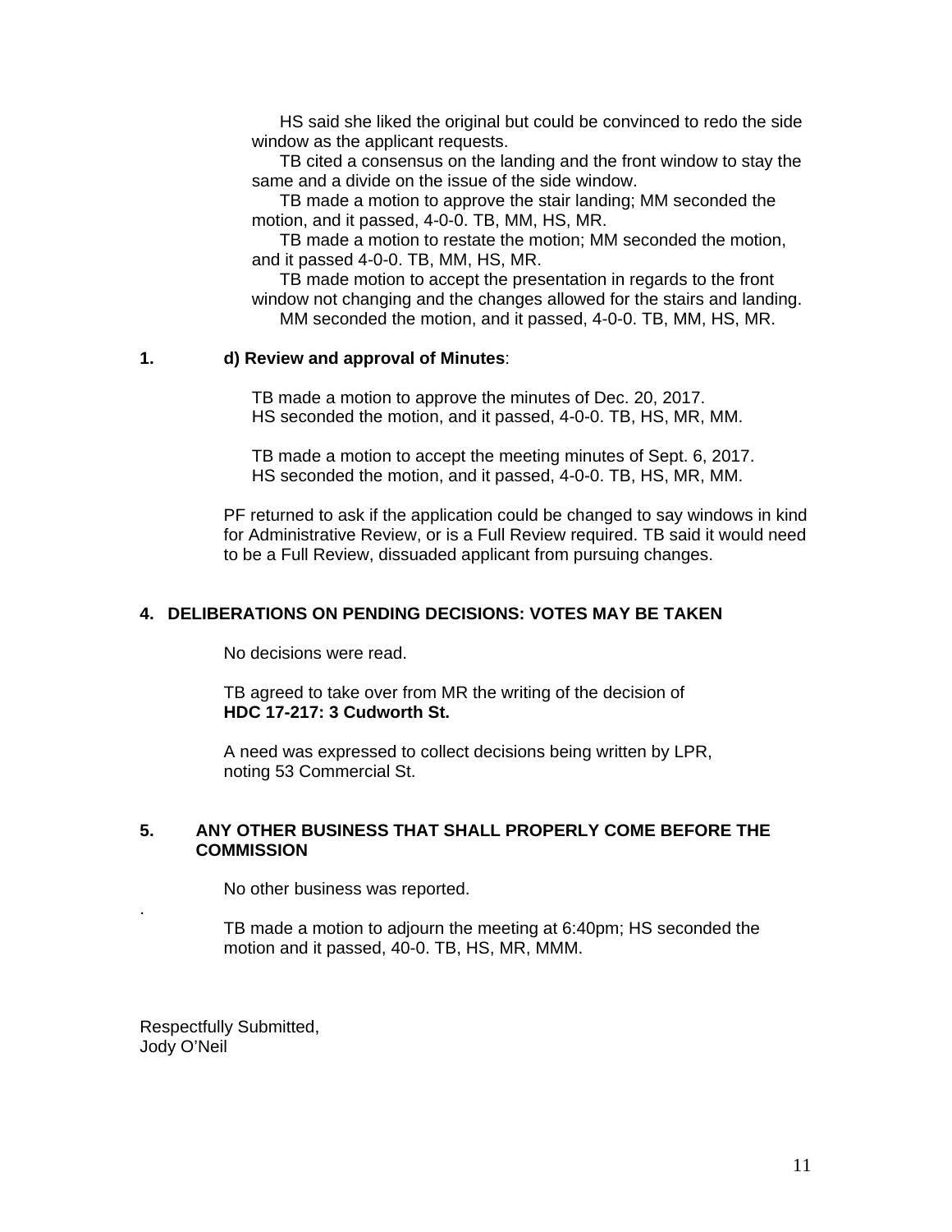HS said she liked the original but could be convinced to redo the side window as the applicant requests.

TB cited a consensus on the landing and the front window to stay the same and a divide on the issue of the side window.

TB made a motion to approve the stair landing; MM seconded the motion, and it passed, 4-0-0. TB, MM, HS, MR.

TB made a motion to restate the motion; MM seconded the motion, and it passed 4-0-0. TB, MM, HS, MR.

TB made motion to accept the presentation in regards to the front window not changing and the changes allowed for the stairs and landing. MM seconded the motion, and it passed, 4-0-0. TB, MM, HS, MR.

**1. d) Review and approval of Minutes**:

TB made a motion to approve the minutes of Dec. 20, 2017.
HS seconded the motion, and it passed, 4-0-0. TB, HS, MR, MM.

TB made a motion to accept the meeting minutes of Sept. 6, 2017.
HS seconded the motion, and it passed, 4-0-0. TB, HS, MR, MM.

PF returned to ask if the application could be changed to say windows in kind for Administrative Review, or is a Full Review required. TB said it would need to be a Full Review, dissuaded applicant from pursuing changes.

**4. DELIBERATIONS ON PENDING DECISIONS: VOTES MAY BE TAKEN**

No decisions were read.

TB agreed to take over from MR the writing of the decision of
**HDC 17-217: 3 Cudworth St.**

A need was expressed to collect decisions being written by LPR, noting 53 Commercial St.

**5. ANY OTHER BUSINESS THAT SHALL PROPERLY COME BEFORE THE COMMISSION**

No other business was reported.

.

TB made a motion to adjourn the meeting at 6:40pm; HS seconded the motion and it passed, 40-0. TB, HS, MR, MMM.

Respectfully Submitted,
Jody O'Neil